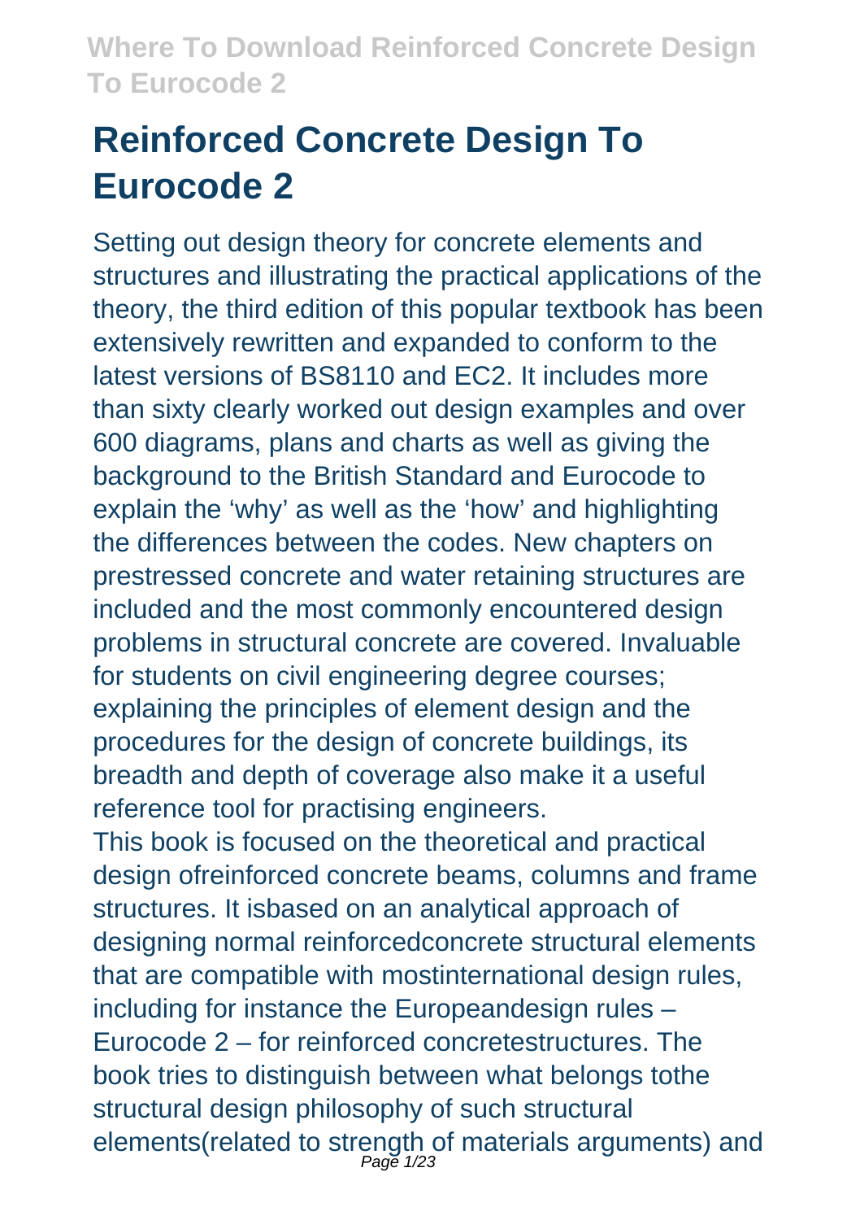# Reinforced Concrete Design To Eurocode 2

Setting out design theory for concrete elements and structures and illustrating the practical applications of the theory, the third edition of this popular textbook has been extensively rewritten and expanded to conform to the latest versions of BS8110 and EC2. It includes more than sixty clearly worked out design examples and over 600 diagrams, plans and charts as well as giving the background to the British Standard and Eurocode to explain the 'why' as well as the 'how' and highlighting the differences between the codes. New chapters on prestressed concrete and water retaining structures are included and the most commonly encountered design problems in structural concrete are covered. Invaluable for students on civil engineering degree courses; explaining the principles of element design and the procedures for the design of concrete buildings, its breadth and depth of coverage also make it a useful reference tool for practising engineers.

This book is focused on the theoretical and practical design ofreinforced concrete beams, columns and frame structures. It isbased on an analytical approach of designing normal reinforcedconcrete structural elements that are compatible with mostinternational design rules, including for instance the Europeandesign rules – Eurocode 2 – for reinforced concretestructures. The book tries to distinguish between what belongs tothe structural design philosophy of such structural elements(related to strength of materials arguments) and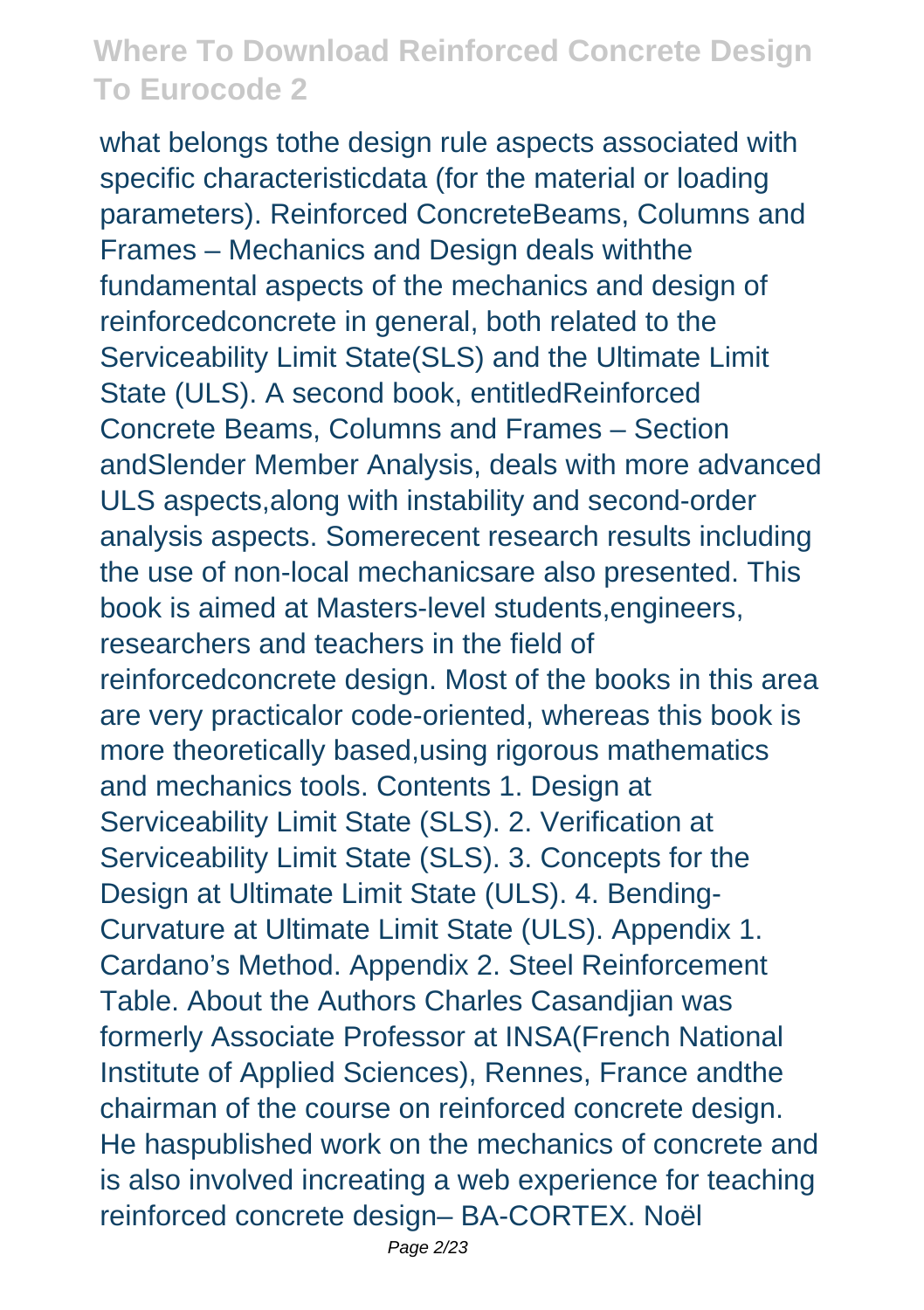what belongs tothe design rule aspects associated with specific characteristicdata (for the material or loading parameters). Reinforced ConcreteBeams, Columns and Frames – Mechanics and Design deals withthe fundamental aspects of the mechanics and design of reinforcedconcrete in general, both related to the Serviceability Limit State(SLS) and the Ultimate Limit State (ULS). A second book, entitledReinforced Concrete Beams, Columns and Frames – Section andSlender Member Analysis, deals with more advanced ULS aspects,along with instability and second-order analysis aspects. Somerecent research results including the use of non-local mechanicsare also presented. This book is aimed at Masters-level students,engineers, researchers and teachers in the field of reinforcedconcrete design. Most of the books in this area are very practicalor code-oriented, whereas this book is more theoretically based,using rigorous mathematics and mechanics tools. Contents 1. Design at Serviceability Limit State (SLS). 2. Verification at Serviceability Limit State (SLS). 3. Concepts for the Design at Ultimate Limit State (ULS). 4. Bending-Curvature at Ultimate Limit State (ULS). Appendix 1. Cardano's Method. Appendix 2. Steel Reinforcement Table. About the Authors Charles Casandjian was formerly Associate Professor at INSA(French National Institute of Applied Sciences), Rennes, France andthe chairman of the course on reinforced concrete design. He haspublished work on the mechanics of concrete and is also involved increating a web experience for teaching reinforced concrete design– BA-CORTEX. Noël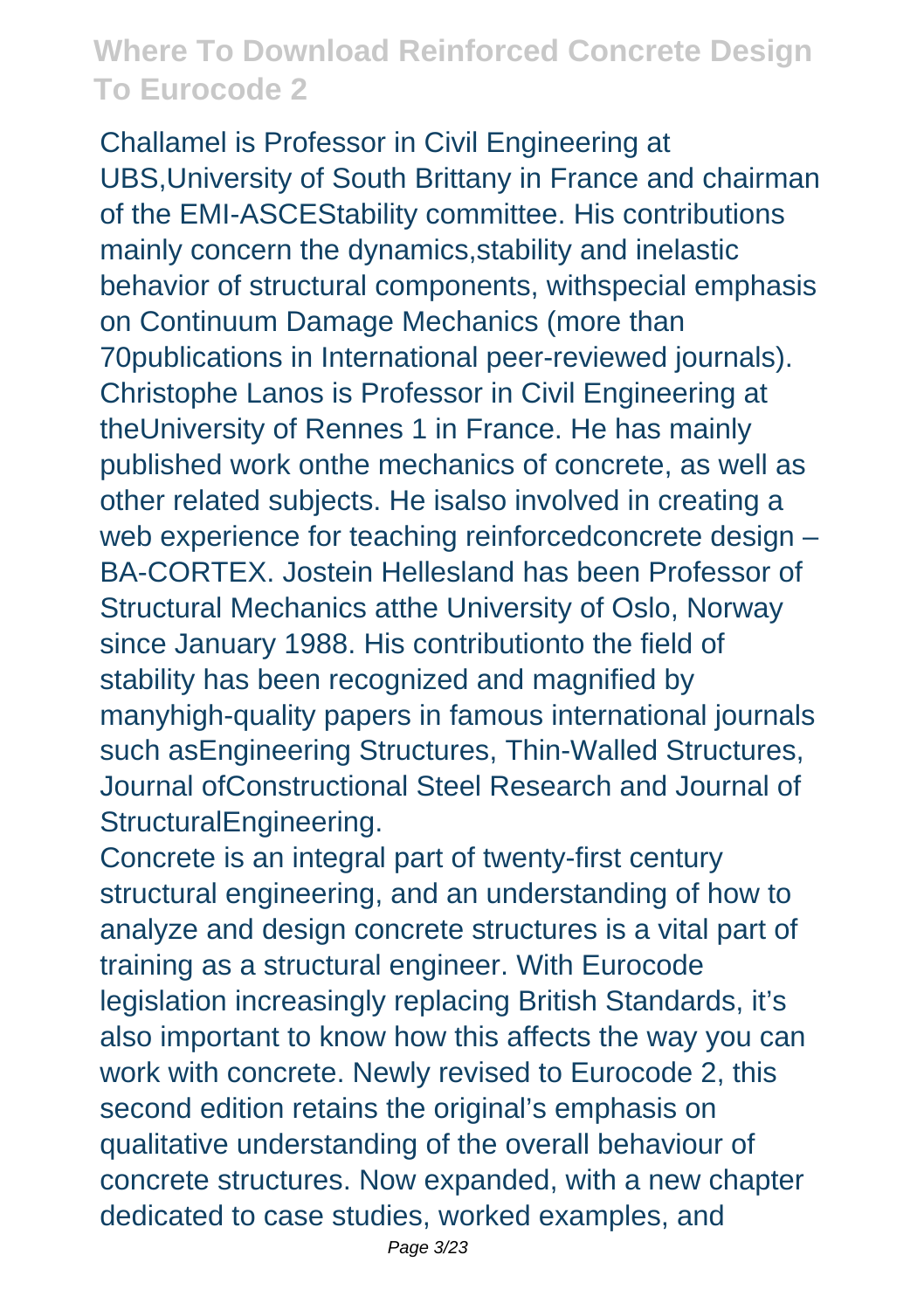Challamel is Professor in Civil Engineering at UBS,University of South Brittany in France and chairman of the EMI-ASCEStability committee. His contributions mainly concern the dynamics,stability and inelastic behavior of structural components, withspecial emphasis on Continuum Damage Mechanics (more than 70publications in International peer-reviewed journals). Christophe Lanos is Professor in Civil Engineering at theUniversity of Rennes 1 in France. He has mainly published work onthe mechanics of concrete, as well as other related subjects. He isalso involved in creating a web experience for teaching reinforcedconcrete design – BA-CORTEX. Jostein Hellesland has been Professor of Structural Mechanics atthe University of Oslo, Norway since January 1988. His contributionto the field of stability has been recognized and magnified by manyhigh-quality papers in famous international journals such asEngineering Structures, Thin-Walled Structures, Journal ofConstructional Steel Research and Journal of StructuralEngineering.

Concrete is an integral part of twenty-first century structural engineering, and an understanding of how to analyze and design concrete structures is a vital part of training as a structural engineer. With Eurocode legislation increasingly replacing British Standards, it's also important to know how this affects the way you can work with concrete. Newly revised to Eurocode 2, this second edition retains the original's emphasis on qualitative understanding of the overall behaviour of concrete structures. Now expanded, with a new chapter dedicated to case studies, worked examples, and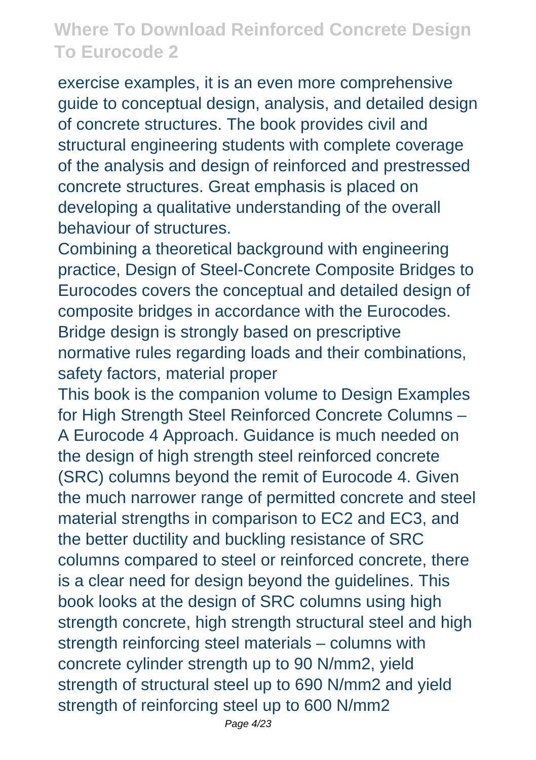exercise examples, it is an even more comprehensive guide to conceptual design, analysis, and detailed design of concrete structures. The book provides civil and structural engineering students with complete coverage of the analysis and design of reinforced and prestressed concrete structures. Great emphasis is placed on developing a qualitative understanding of the overall behaviour of structures.

Combining a theoretical background with engineering practice, Design of Steel-Concrete Composite Bridges to Eurocodes covers the conceptual and detailed design of composite bridges in accordance with the Eurocodes. Bridge design is strongly based on prescriptive normative rules regarding loads and their combinations, safety factors, material proper

This book is the companion volume to Design Examples for High Strength Steel Reinforced Concrete Columns – A Eurocode 4 Approach. Guidance is much needed on the design of high strength steel reinforced concrete (SRC) columns beyond the remit of Eurocode 4. Given the much narrower range of permitted concrete and steel material strengths in comparison to EC2 and EC3, and the better ductility and buckling resistance of SRC columns compared to steel or reinforced concrete, there is a clear need for design beyond the guidelines. This book looks at the design of SRC columns using high strength concrete, high strength structural steel and high strength reinforcing steel materials – columns with concrete cylinder strength up to 90 N/mm2, yield strength of structural steel up to 690 N/mm2 and yield strength of reinforcing steel up to 600 N/mm2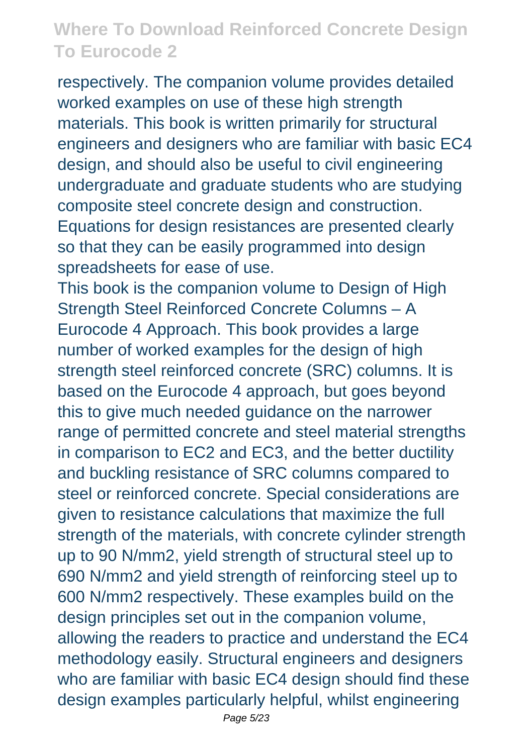respectively. The companion volume provides detailed worked examples on use of these high strength materials. This book is written primarily for structural engineers and designers who are familiar with basic EC4 design, and should also be useful to civil engineering undergraduate and graduate students who are studying composite steel concrete design and construction. Equations for design resistances are presented clearly so that they can be easily programmed into design spreadsheets for ease of use.

This book is the companion volume to Design of High Strength Steel Reinforced Concrete Columns – A Eurocode 4 Approach. This book provides a large number of worked examples for the design of high strength steel reinforced concrete (SRC) columns. It is based on the Eurocode 4 approach, but goes beyond this to give much needed guidance on the narrower range of permitted concrete and steel material strengths in comparison to EC2 and EC3, and the better ductility and buckling resistance of SRC columns compared to steel or reinforced concrete. Special considerations are given to resistance calculations that maximize the full strength of the materials, with concrete cylinder strength up to 90 N/mm2, yield strength of structural steel up to 690 N/mm2 and yield strength of reinforcing steel up to 600 N/mm2 respectively. These examples build on the design principles set out in the companion volume, allowing the readers to practice and understand the EC4 methodology easily. Structural engineers and designers who are familiar with basic EC4 design should find these design examples particularly helpful, whilst engineering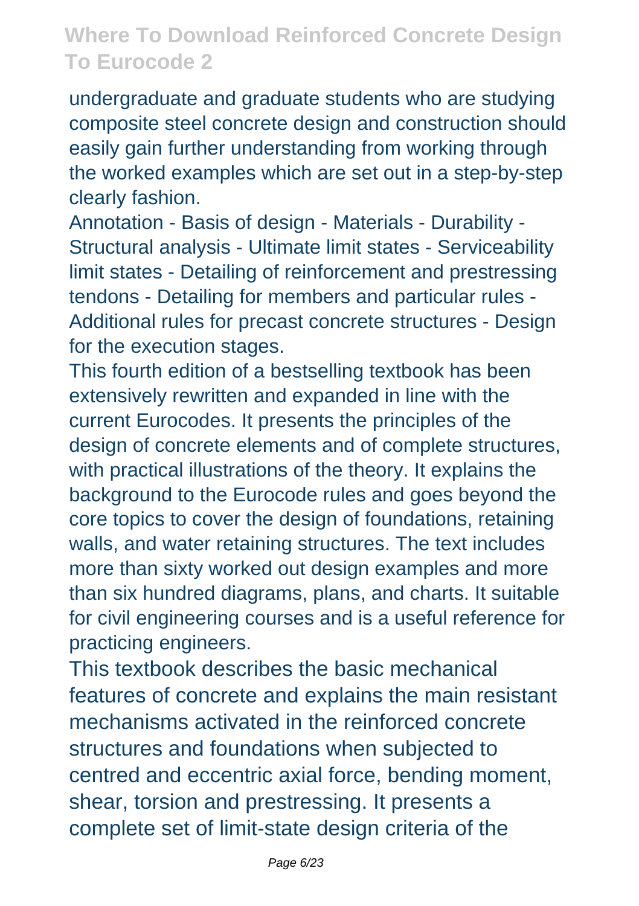undergraduate and graduate students who are studying composite steel concrete design and construction should easily gain further understanding from working through the worked examples which are set out in a step-by-step clearly fashion.

Annotation - Basis of design - Materials - Durability - Structural analysis - Ultimate limit states - Serviceability limit states - Detailing of reinforcement and prestressing tendons - Detailing for members and particular rules - Additional rules for precast concrete structures - Design for the execution stages.

This fourth edition of a bestselling textbook has been extensively rewritten and expanded in line with the current Eurocodes. It presents the principles of the design of concrete elements and of complete structures, with practical illustrations of the theory. It explains the background to the Eurocode rules and goes beyond the core topics to cover the design of foundations, retaining walls, and water retaining structures. The text includes more than sixty worked out design examples and more than six hundred diagrams, plans, and charts. It suitable for civil engineering courses and is a useful reference for practicing engineers.

This textbook describes the basic mechanical features of concrete and explains the main resistant mechanisms activated in the reinforced concrete structures and foundations when subjected to centred and eccentric axial force, bending moment, shear, torsion and prestressing. It presents a complete set of limit-state design criteria of the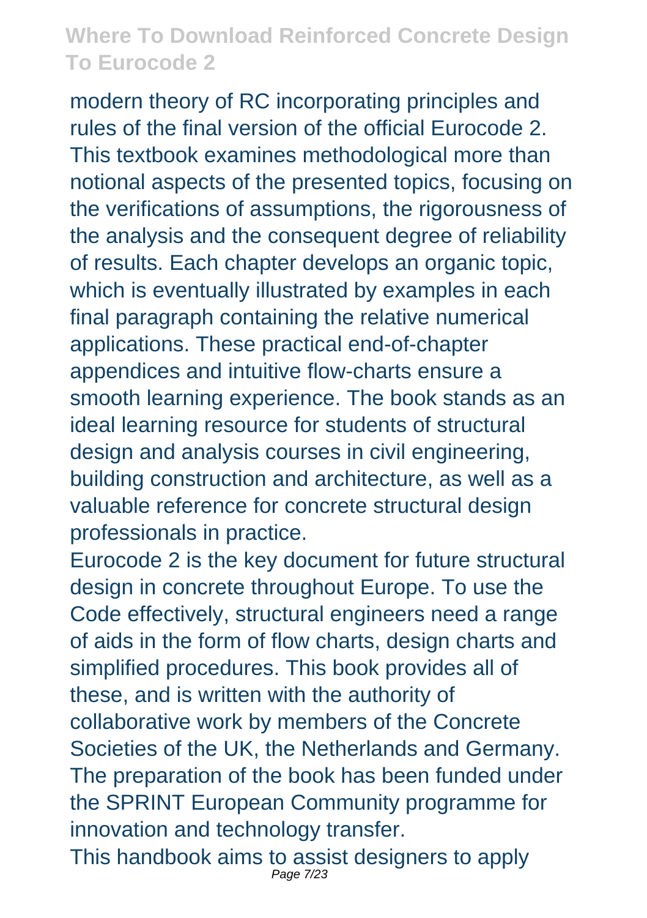modern theory of RC incorporating principles and rules of the final version of the official Eurocode 2. This textbook examines methodological more than notional aspects of the presented topics, focusing on the verifications of assumptions, the rigorousness of the analysis and the consequent degree of reliability of results. Each chapter develops an organic topic, which is eventually illustrated by examples in each final paragraph containing the relative numerical applications. These practical end-of-chapter appendices and intuitive flow-charts ensure a smooth learning experience. The book stands as an ideal learning resource for students of structural design and analysis courses in civil engineering, building construction and architecture, as well as a valuable reference for concrete structural design professionals in practice.

Eurocode 2 is the key document for future structural design in concrete throughout Europe. To use the Code effectively, structural engineers need a range of aids in the form of flow charts, design charts and simplified procedures. This book provides all of these, and is written with the authority of collaborative work by members of the Concrete Societies of the UK, the Netherlands and Germany. The preparation of the book has been funded under the SPRINT European Community programme for innovation and technology transfer.

This handbook aims to assist designers to apply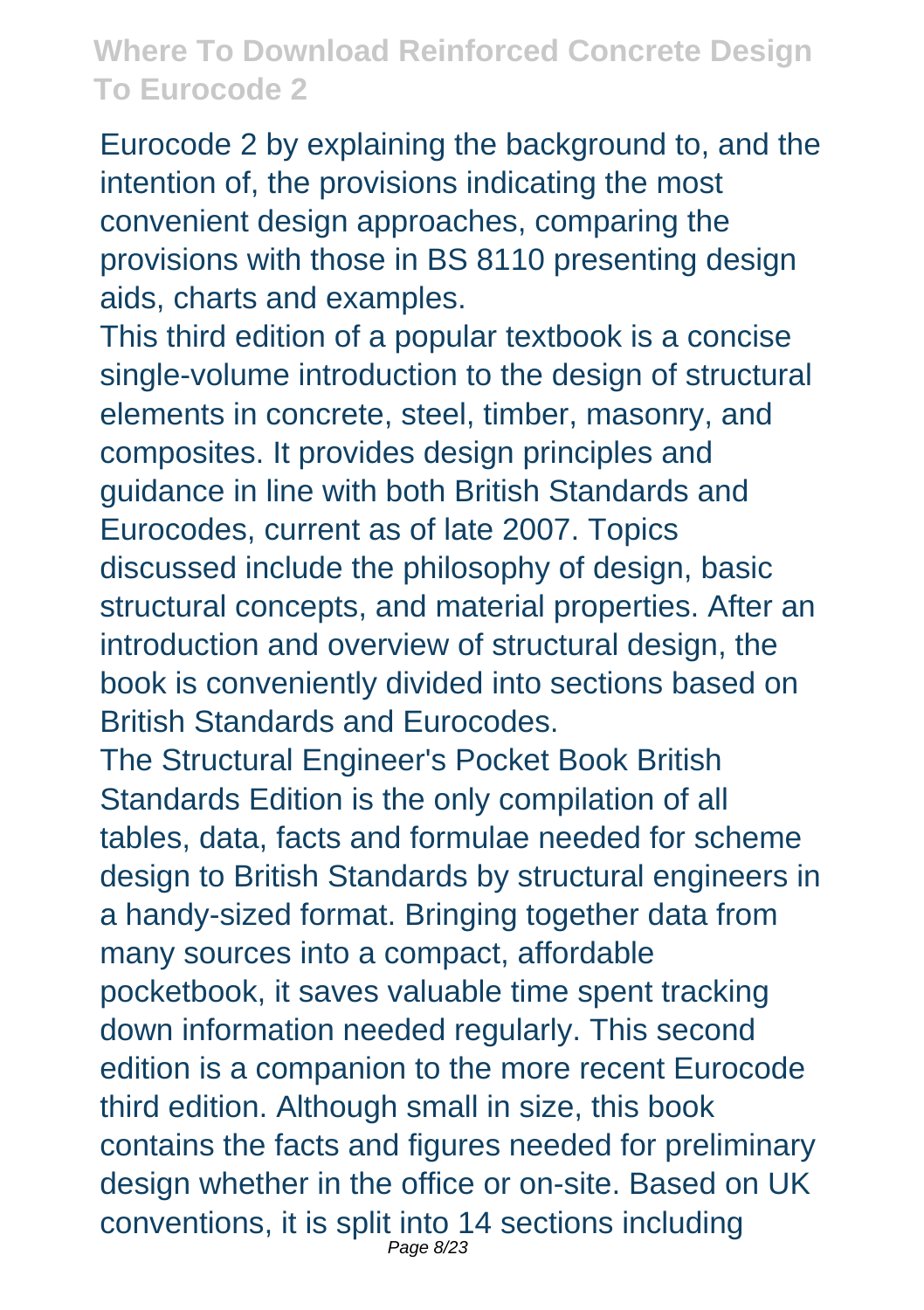Eurocode 2 by explaining the background to, and the intention of, the provisions indicating the most convenient design approaches, comparing the provisions with those in BS 8110 presenting design aids, charts and examples.

This third edition of a popular textbook is a concise single-volume introduction to the design of structural elements in concrete, steel, timber, masonry, and composites. It provides design principles and guidance in line with both British Standards and Eurocodes, current as of late 2007. Topics discussed include the philosophy of design, basic structural concepts, and material properties. After an introduction and overview of structural design, the book is conveniently divided into sections based on British Standards and Eurocodes.

The Structural Engineer's Pocket Book British Standards Edition is the only compilation of all tables, data, facts and formulae needed for scheme design to British Standards by structural engineers in a handy-sized format. Bringing together data from many sources into a compact, affordable pocketbook, it saves valuable time spent tracking down information needed regularly. This second edition is a companion to the more recent Eurocode third edition. Although small in size, this book contains the facts and figures needed for preliminary design whether in the office or on-site. Based on UK conventions, it is split into 14 sections including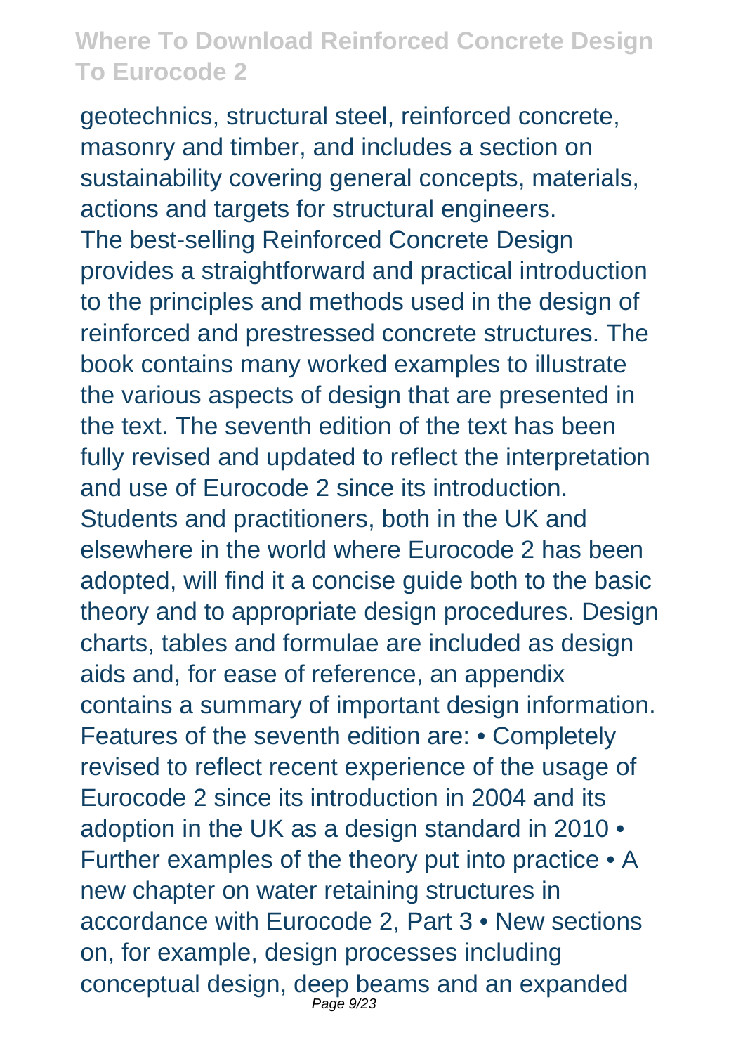geotechnics, structural steel, reinforced concrete, masonry and timber, and includes a section on sustainability covering general concepts, materials, actions and targets for structural engineers.

The best-selling Reinforced Concrete Design provides a straightforward and practical introduction to the principles and methods used in the design of reinforced and prestressed concrete structures. The book contains many worked examples to illustrate the various aspects of design that are presented in the text. The seventh edition of the text has been fully revised and updated to reflect the interpretation and use of Eurocode 2 since its introduction. Students and practitioners, both in the UK and elsewhere in the world where Eurocode 2 has been adopted, will find it a concise guide both to the basic theory and to appropriate design procedures. Design charts, tables and formulae are included as design aids and, for ease of reference, an appendix contains a summary of important design information. Features of the seventh edition are: • Completely revised to reflect recent experience of the usage of Eurocode 2 since its introduction in 2004 and its adoption in the UK as a design standard in 2010 • Further examples of the theory put into practice • A new chapter on water retaining structures in accordance with Eurocode 2, Part 3 • New sections on, for example, design processes including conceptual design, deep beams and an expanded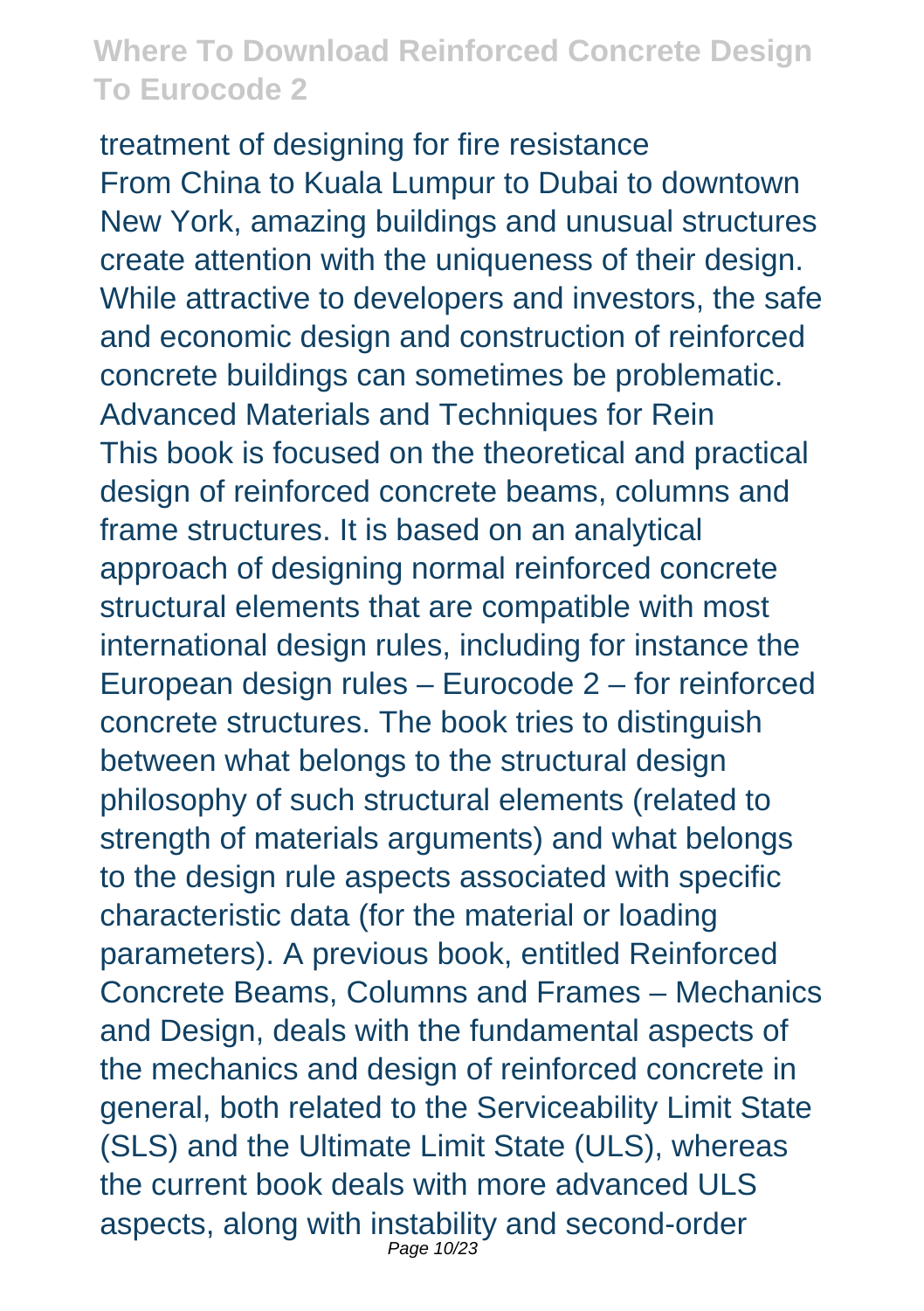treatment of designing for fire resistance

From China to Kuala Lumpur to Dubai to downtown New York, amazing buildings and unusual structures create attention with the uniqueness of their design. While attractive to developers and investors, the safe and economic design and construction of reinforced concrete buildings can sometimes be problematic. Advanced Materials and Techniques for Rein

This book is focused on the theoretical and practical design of reinforced concrete beams, columns and frame structures. It is based on an analytical approach of designing normal reinforced concrete structural elements that are compatible with most international design rules, including for instance the European design rules – Eurocode 2 – for reinforced concrete structures. The book tries to distinguish between what belongs to the structural design philosophy of such structural elements (related to strength of materials arguments) and what belongs to the design rule aspects associated with specific characteristic data (for the material or loading parameters). A previous book, entitled Reinforced Concrete Beams, Columns and Frames – Mechanics and Design, deals with the fundamental aspects of the mechanics and design of reinforced concrete in general, both related to the Serviceability Limit State (SLS) and the Ultimate Limit State (ULS), whereas the current book deals with more advanced ULS aspects, along with instability and second-order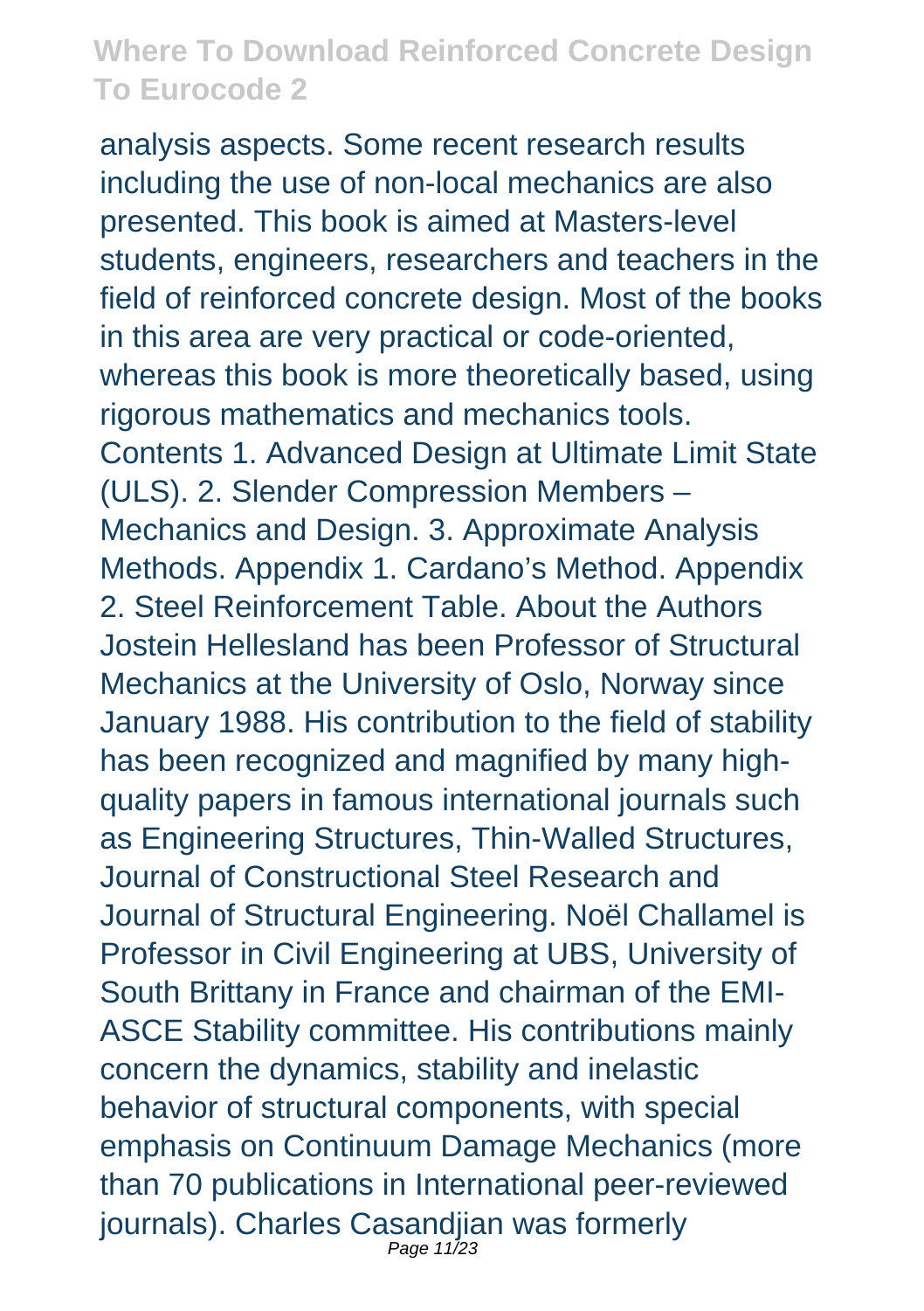analysis aspects. Some recent research results including the use of non-local mechanics are also presented. This book is aimed at Masters-level students, engineers, researchers and teachers in the field of reinforced concrete design. Most of the books in this area are very practical or code-oriented, whereas this book is more theoretically based, using rigorous mathematics and mechanics tools. Contents 1. Advanced Design at Ultimate Limit State (ULS). 2. Slender Compression Members – Mechanics and Design. 3. Approximate Analysis Methods. Appendix 1. Cardano's Method. Appendix 2. Steel Reinforcement Table. About the Authors Jostein Hellesland has been Professor of Structural Mechanics at the University of Oslo, Norway since January 1988. His contribution to the field of stability has been recognized and magnified by many high-quality papers in famous international journals such as Engineering Structures, Thin-Walled Structures, Journal of Constructional Steel Research and Journal of Structural Engineering. Noël Challamel is Professor in Civil Engineering at UBS, University of South Brittany in France and chairman of the EMI-ASCE Stability committee. His contributions mainly concern the dynamics, stability and inelastic behavior of structural components, with special emphasis on Continuum Damage Mechanics (more than 70 publications in International peer-reviewed journals). Charles Casandjian was formerly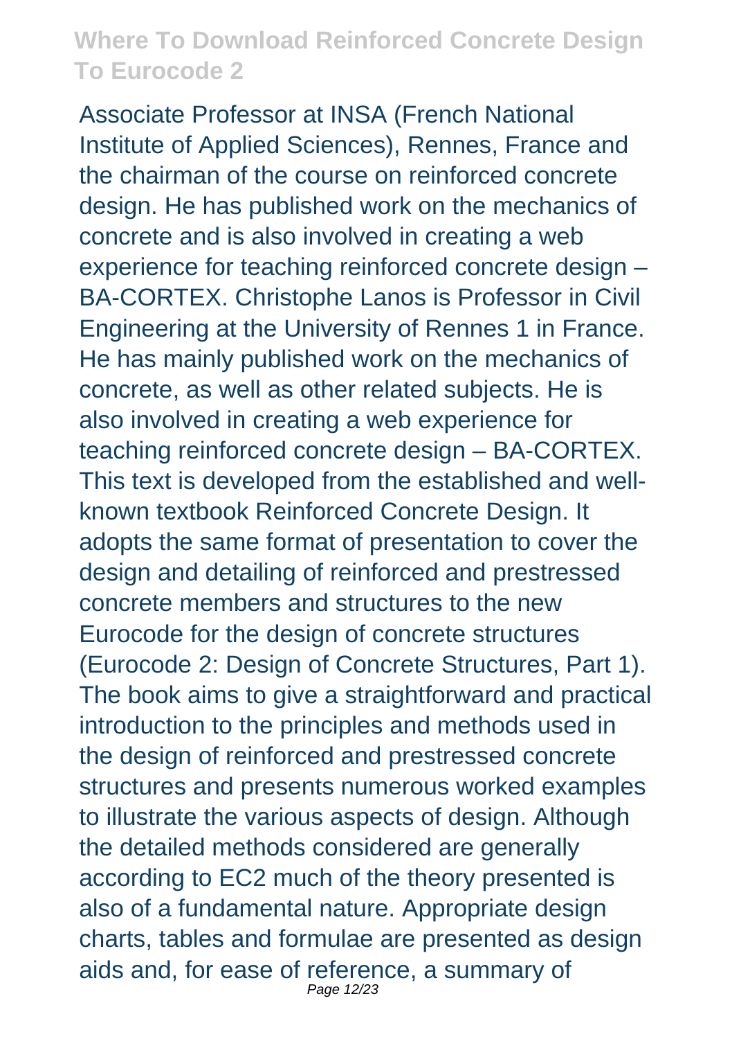Associate Professor at INSA (French National Institute of Applied Sciences), Rennes, France and the chairman of the course on reinforced concrete design. He has published work on the mechanics of concrete and is also involved in creating a web experience for teaching reinforced concrete design – BA-CORTEX. Christophe Lanos is Professor in Civil Engineering at the University of Rennes 1 in France. He has mainly published work on the mechanics of concrete, as well as other related subjects. He is also involved in creating a web experience for teaching reinforced concrete design – BA-CORTEX. This text is developed from the established and well-known textbook Reinforced Concrete Design. It adopts the same format of presentation to cover the design and detailing of reinforced and prestressed concrete members and structures to the new Eurocode for the design of concrete structures (Eurocode 2: Design of Concrete Structures, Part 1). The book aims to give a straightforward and practical introduction to the principles and methods used in the design of reinforced and prestressed concrete structures and presents numerous worked examples to illustrate the various aspects of design. Although the detailed methods considered are generally according to EC2 much of the theory presented is also of a fundamental nature. Appropriate design charts, tables and formulae are presented as design aids and, for ease of reference, a summary of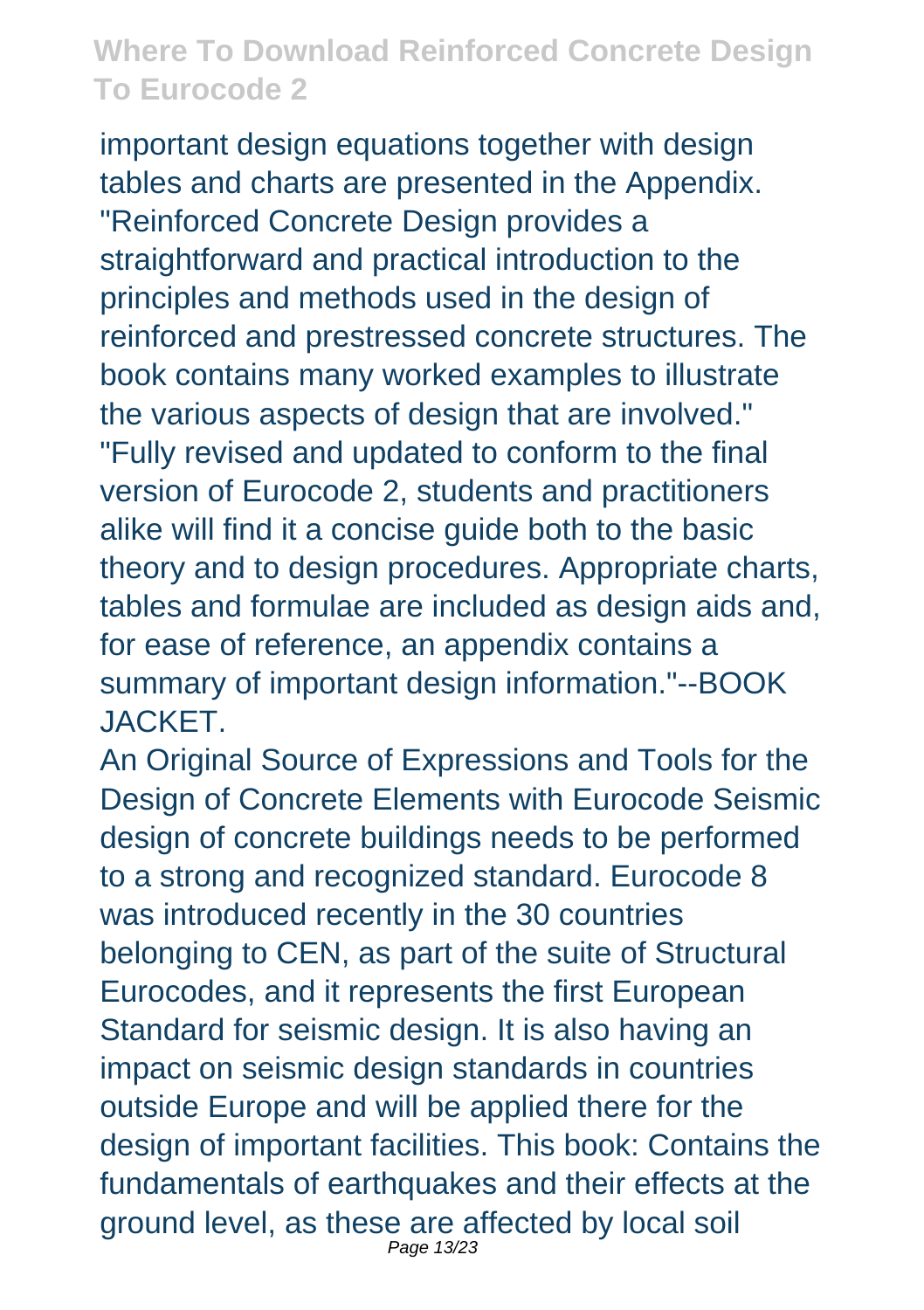important design equations together with design tables and charts are presented in the Appendix. "Reinforced Concrete Design provides a straightforward and practical introduction to the principles and methods used in the design of reinforced and prestressed concrete structures. The book contains many worked examples to illustrate the various aspects of design that are involved." "Fully revised and updated to conform to the final version of Eurocode 2, students and practitioners alike will find it a concise guide both to the basic theory and to design procedures. Appropriate charts, tables and formulae are included as design aids and, for ease of reference, an appendix contains a summary of important design information."--BOOK JACKET.

An Original Source of Expressions and Tools for the Design of Concrete Elements with Eurocode Seismic design of concrete buildings needs to be performed to a strong and recognized standard. Eurocode 8 was introduced recently in the 30 countries belonging to CEN, as part of the suite of Structural Eurocodes, and it represents the first European Standard for seismic design. It is also having an impact on seismic design standards in countries outside Europe and will be applied there for the design of important facilities. This book: Contains the fundamentals of earthquakes and their effects at the ground level, as these are affected by local soil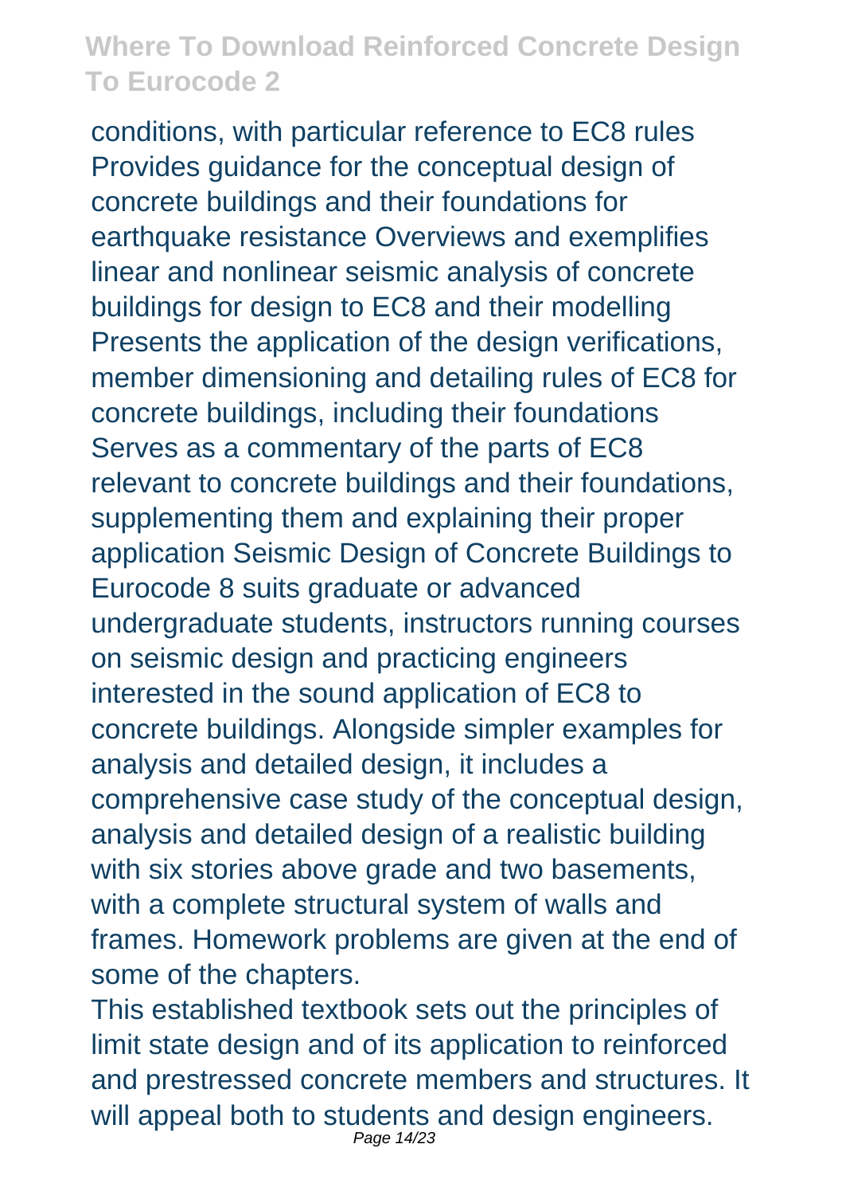conditions, with particular reference to EC8 rules Provides guidance for the conceptual design of concrete buildings and their foundations for earthquake resistance Overviews and exemplifies linear and nonlinear seismic analysis of concrete buildings for design to EC8 and their modelling Presents the application of the design verifications, member dimensioning and detailing rules of EC8 for concrete buildings, including their foundations Serves as a commentary of the parts of EC8 relevant to concrete buildings and their foundations, supplementing them and explaining their proper application Seismic Design of Concrete Buildings to Eurocode 8 suits graduate or advanced undergraduate students, instructors running courses on seismic design and practicing engineers interested in the sound application of EC8 to concrete buildings. Alongside simpler examples for analysis and detailed design, it includes a comprehensive case study of the conceptual design, analysis and detailed design of a realistic building with six stories above grade and two basements, with a complete structural system of walls and frames. Homework problems are given at the end of some of the chapters.

This established textbook sets out the principles of limit state design and of its application to reinforced and prestressed concrete members and structures. It will appeal both to students and design engineers.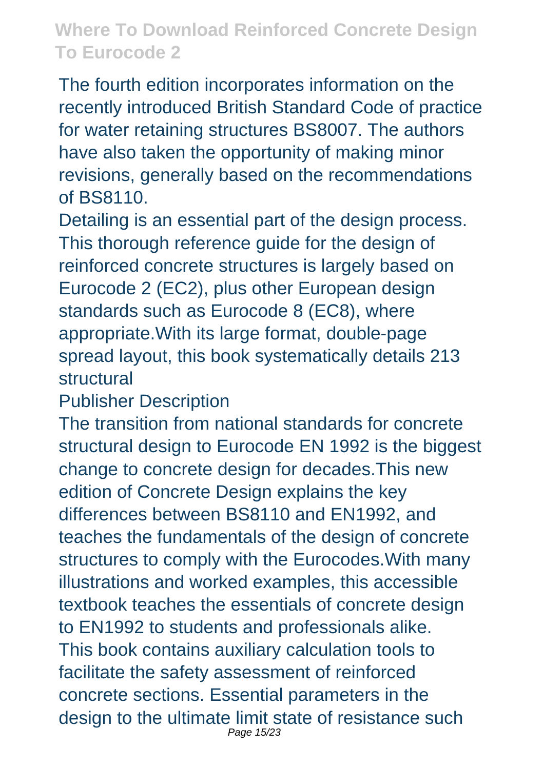The fourth edition incorporates information on the recently introduced British Standard Code of practice for water retaining structures BS8007. The authors have also taken the opportunity of making minor revisions, generally based on the recommendations of BS8110.

Detailing is an essential part of the design process. This thorough reference guide for the design of reinforced concrete structures is largely based on Eurocode 2 (EC2), plus other European design standards such as Eurocode 8 (EC8), where appropriate.With its large format, double-page spread layout, this book systematically details 213 structural

Publisher Description

The transition from national standards for concrete structural design to Eurocode EN 1992 is the biggest change to concrete design for decades.This new edition of Concrete Design explains the key differences between BS8110 and EN1992, and teaches the fundamentals of the design of concrete structures to comply with the Eurocodes.With many illustrations and worked examples, this accessible textbook teaches the essentials of concrete design to EN1992 to students and professionals alike.

This book contains auxiliary calculation tools to facilitate the safety assessment of reinforced concrete sections. Essential parameters in the design to the ultimate limit state of resistance such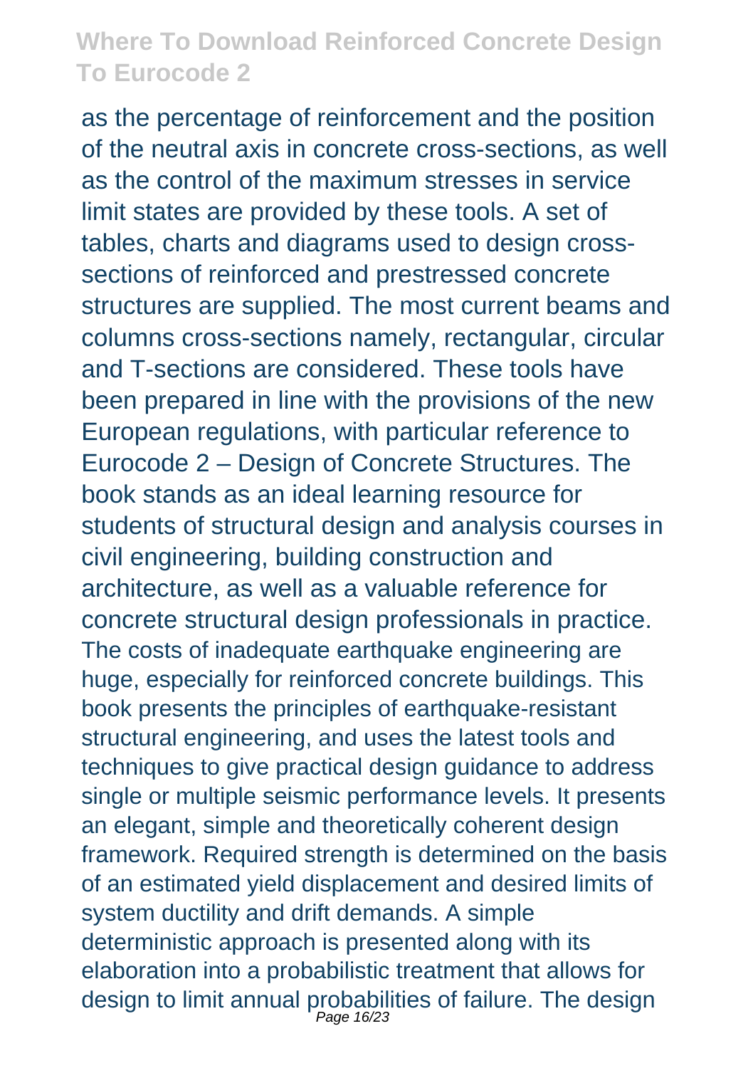as the percentage of reinforcement and the position of the neutral axis in concrete cross-sections, as well as the control of the maximum stresses in service limit states are provided by these tools. A set of tables, charts and diagrams used to design cross-sections of reinforced and prestressed concrete structures are supplied. The most current beams and columns cross-sections namely, rectangular, circular and T-sections are considered. These tools have been prepared in line with the provisions of the new European regulations, with particular reference to Eurocode 2 – Design of Concrete Structures. The book stands as an ideal learning resource for students of structural design and analysis courses in civil engineering, building construction and architecture, as well as a valuable reference for concrete structural design professionals in practice.
The costs of inadequate earthquake engineering are huge, especially for reinforced concrete buildings. This book presents the principles of earthquake-resistant structural engineering, and uses the latest tools and techniques to give practical design guidance to address single or multiple seismic performance levels. It presents an elegant, simple and theoretically coherent design framework. Required strength is determined on the basis of an estimated yield displacement and desired limits of system ductility and drift demands. A simple deterministic approach is presented along with its elaboration into a probabilistic treatment that allows for design to limit annual probabilities of failure. The design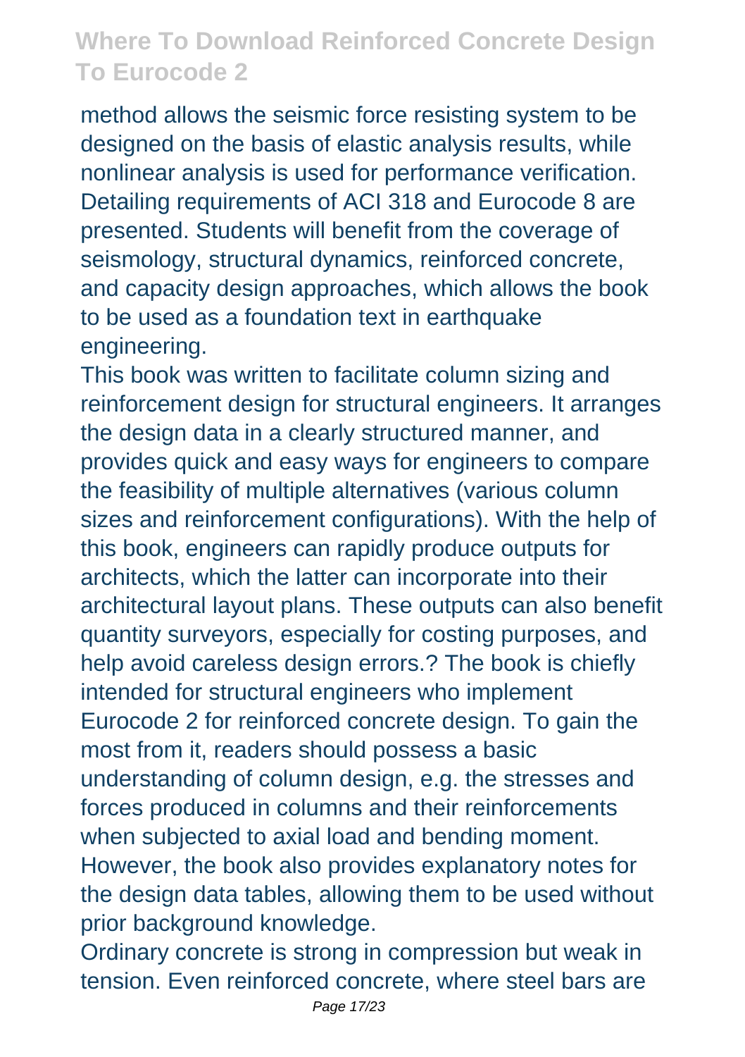method allows the seismic force resisting system to be designed on the basis of elastic analysis results, while nonlinear analysis is used for performance verification. Detailing requirements of ACI 318 and Eurocode 8 are presented. Students will benefit from the coverage of seismology, structural dynamics, reinforced concrete, and capacity design approaches, which allows the book to be used as a foundation text in earthquake engineering.

This book was written to facilitate column sizing and reinforcement design for structural engineers. It arranges the design data in a clearly structured manner, and provides quick and easy ways for engineers to compare the feasibility of multiple alternatives (various column sizes and reinforcement configurations). With the help of this book, engineers can rapidly produce outputs for architects, which the latter can incorporate into their architectural layout plans. These outputs can also benefit quantity surveyors, especially for costing purposes, and help avoid careless design errors.? The book is chiefly intended for structural engineers who implement Eurocode 2 for reinforced concrete design. To gain the most from it, readers should possess a basic understanding of column design, e.g. the stresses and forces produced in columns and their reinforcements when subjected to axial load and bending moment. However, the book also provides explanatory notes for the design data tables, allowing them to be used without prior background knowledge.

Ordinary concrete is strong in compression but weak in tension. Even reinforced concrete, where steel bars are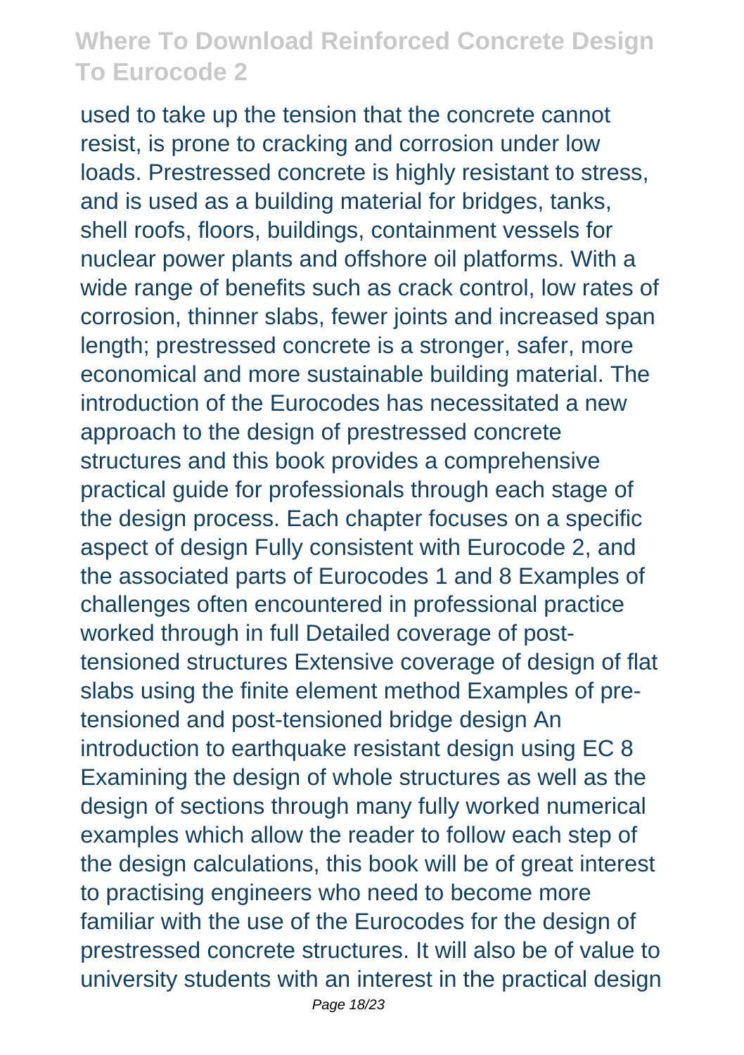used to take up the tension that the concrete cannot resist, is prone to cracking and corrosion under low loads. Prestressed concrete is highly resistant to stress, and is used as a building material for bridges, tanks, shell roofs, floors, buildings, containment vessels for nuclear power plants and offshore oil platforms. With a wide range of benefits such as crack control, low rates of corrosion, thinner slabs, fewer joints and increased span length; prestressed concrete is a stronger, safer, more economical and more sustainable building material. The introduction of the Eurocodes has necessitated a new approach to the design of prestressed concrete structures and this book provides a comprehensive practical guide for professionals through each stage of the design process. Each chapter focuses on a specific aspect of design Fully consistent with Eurocode 2, and the associated parts of Eurocodes 1 and 8 Examples of challenges often encountered in professional practice worked through in full Detailed coverage of post-tensioned structures Extensive coverage of design of flat slabs using the finite element method Examples of pre-tensioned and post-tensioned bridge design An introduction to earthquake resistant design using EC 8 Examining the design of whole structures as well as the design of sections through many fully worked numerical examples which allow the reader to follow each step of the design calculations, this book will be of great interest to practising engineers who need to become more familiar with the use of the Eurocodes for the design of prestressed concrete structures. It will also be of value to university students with an interest in the practical design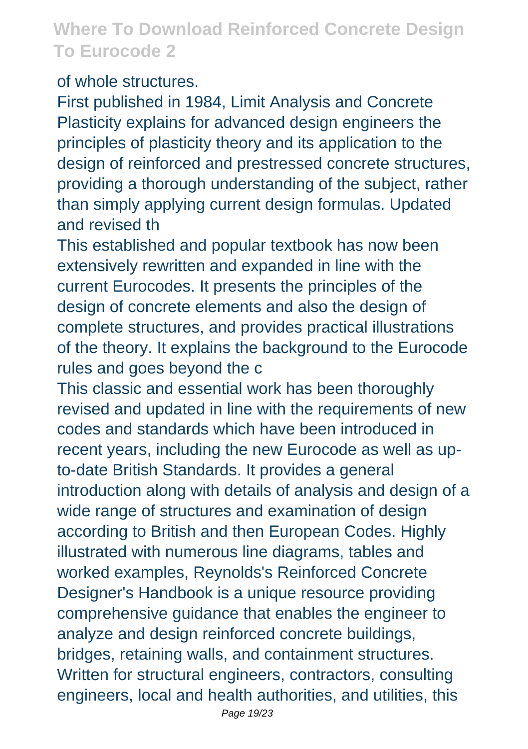of whole structures.

First published in 1984, Limit Analysis and Concrete Plasticity explains for advanced design engineers the principles of plasticity theory and its application to the design of reinforced and prestressed concrete structures, providing a thorough understanding of the subject, rather than simply applying current design formulas. Updated and revised th

This established and popular textbook has now been extensively rewritten and expanded in line with the current Eurocodes. It presents the principles of the design of concrete elements and also the design of complete structures, and provides practical illustrations of the theory. It explains the background to the Eurocode rules and goes beyond the c

This classic and essential work has been thoroughly revised and updated in line with the requirements of new codes and standards which have been introduced in recent years, including the new Eurocode as well as up-to-date British Standards. It provides a general introduction along with details of analysis and design of a wide range of structures and examination of design according to British and then European Codes. Highly illustrated with numerous line diagrams, tables and worked examples, Reynolds's Reinforced Concrete Designer's Handbook is a unique resource providing comprehensive guidance that enables the engineer to analyze and design reinforced concrete buildings, bridges, retaining walls, and containment structures. Written for structural engineers, contractors, consulting engineers, local and health authorities, and utilities, this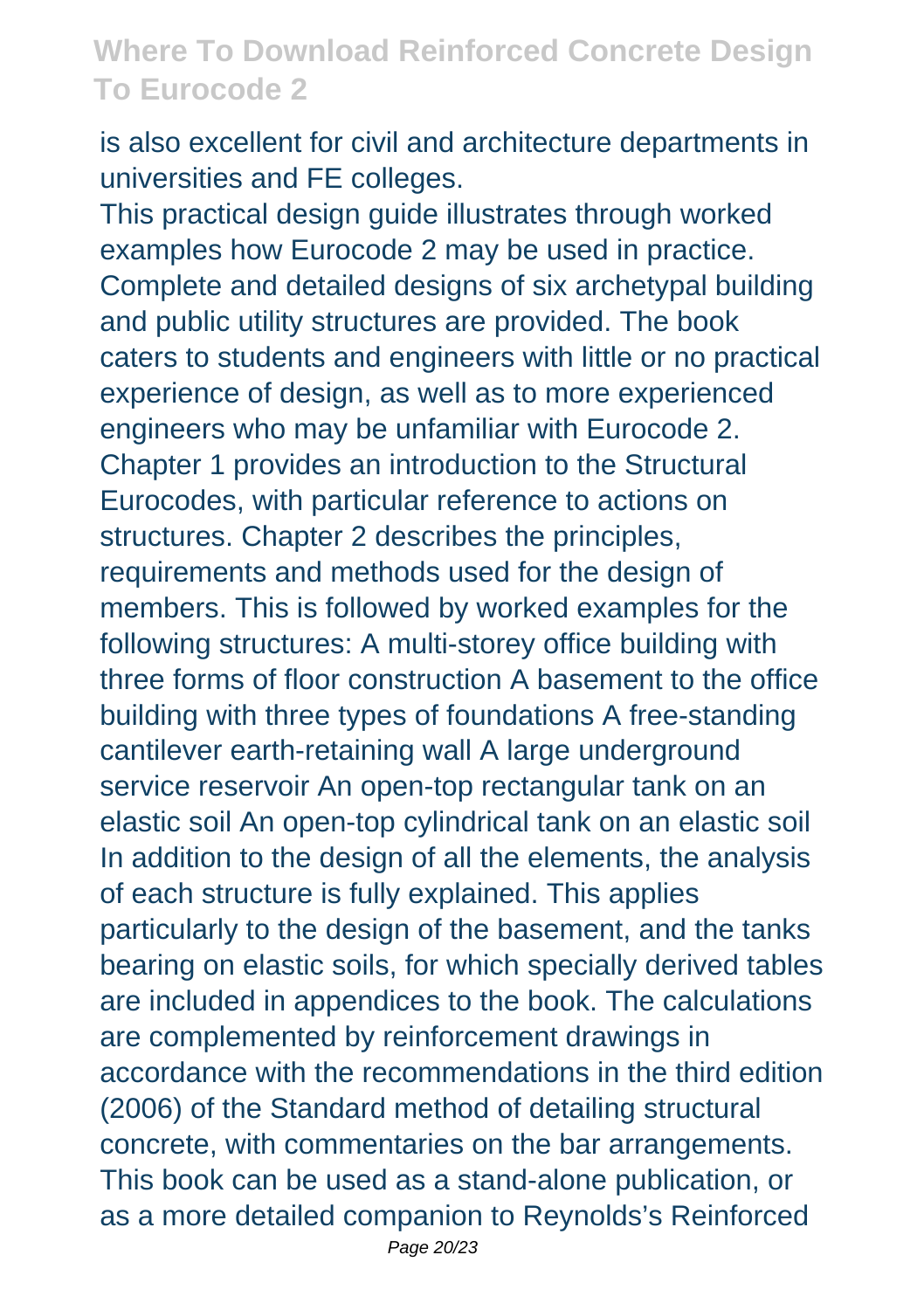is also excellent for civil and architecture departments in universities and FE colleges.

This practical design guide illustrates through worked examples how Eurocode 2 may be used in practice. Complete and detailed designs of six archetypal building and public utility structures are provided. The book caters to students and engineers with little or no practical experience of design, as well as to more experienced engineers who may be unfamiliar with Eurocode 2. Chapter 1 provides an introduction to the Structural Eurocodes, with particular reference to actions on structures. Chapter 2 describes the principles, requirements and methods used for the design of members. This is followed by worked examples for the following structures: A multi-storey office building with three forms of floor construction A basement to the office building with three types of foundations A free-standing cantilever earth-retaining wall A large underground service reservoir An open-top rectangular tank on an elastic soil An open-top cylindrical tank on an elastic soil In addition to the design of all the elements, the analysis of each structure is fully explained. This applies particularly to the design of the basement, and the tanks bearing on elastic soils, for which specially derived tables are included in appendices to the book. The calculations are complemented by reinforcement drawings in accordance with the recommendations in the third edition (2006) of the Standard method of detailing structural concrete, with commentaries on the bar arrangements. This book can be used as a stand-alone publication, or as a more detailed companion to Reynolds's Reinforced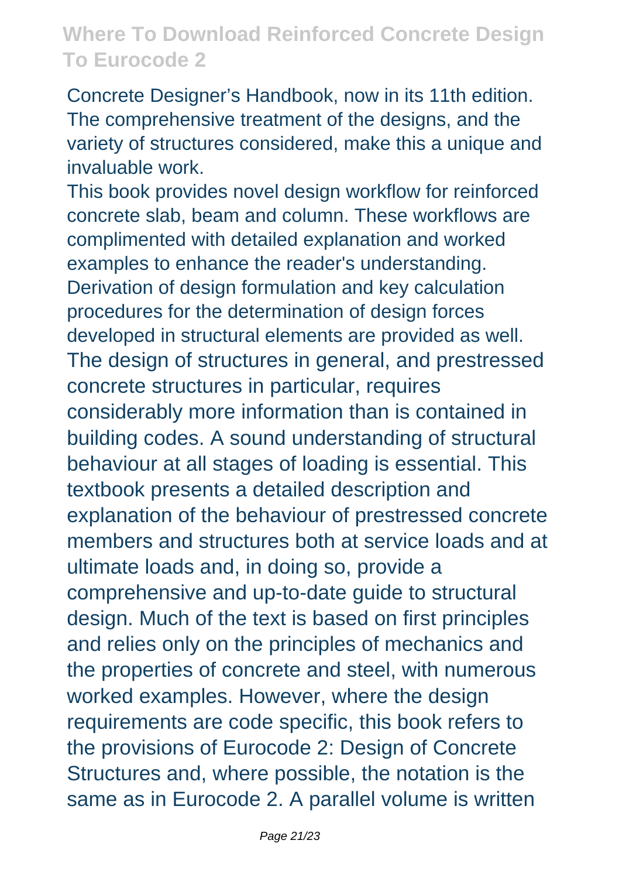Concrete Designer's Handbook, now in its 11th edition. The comprehensive treatment of the designs, and the variety of structures considered, make this a unique and invaluable work.

This book provides novel design workflow for reinforced concrete slab, beam and column. These workflows are complimented with detailed explanation and worked examples to enhance the reader's understanding. Derivation of design formulation and key calculation procedures for the determination of design forces developed in structural elements are provided as well. The design of structures in general, and prestressed concrete structures in particular, requires considerably more information than is contained in building codes. A sound understanding of structural behaviour at all stages of loading is essential. This textbook presents a detailed description and explanation of the behaviour of prestressed concrete members and structures both at service loads and at ultimate loads and, in doing so, provide a comprehensive and up-to-date guide to structural design. Much of the text is based on first principles and relies only on the principles of mechanics and the properties of concrete and steel, with numerous worked examples. However, where the design requirements are code specific, this book refers to the provisions of Eurocode 2: Design of Concrete Structures and, where possible, the notation is the same as in Eurocode 2. A parallel volume is written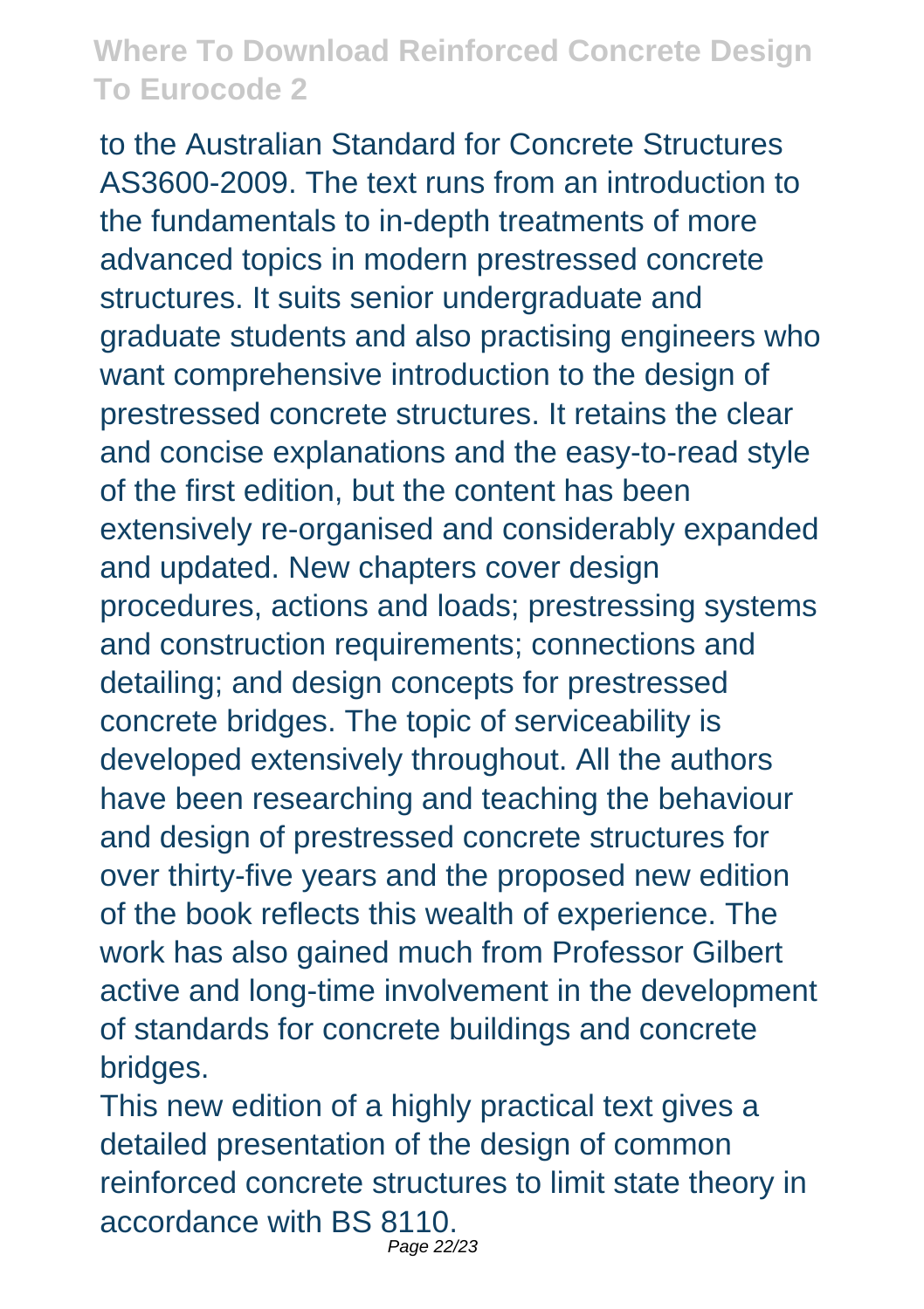to the Australian Standard for Concrete Structures AS3600-2009. The text runs from an introduction to the fundamentals to in-depth treatments of more advanced topics in modern prestressed concrete structures. It suits senior undergraduate and graduate students and also practising engineers who want comprehensive introduction to the design of prestressed concrete structures. It retains the clear and concise explanations and the easy-to-read style of the first edition, but the content has been extensively re-organised and considerably expanded and updated. New chapters cover design procedures, actions and loads; prestressing systems and construction requirements; connections and detailing; and design concepts for prestressed concrete bridges. The topic of serviceability is developed extensively throughout. All the authors have been researching and teaching the behaviour and design of prestressed concrete structures for over thirty-five years and the proposed new edition of the book reflects this wealth of experience. The work has also gained much from Professor Gilbert active and long-time involvement in the development of standards for concrete buildings and concrete bridges.

This new edition of a highly practical text gives a detailed presentation of the design of common reinforced concrete structures to limit state theory in accordance with BS 8110.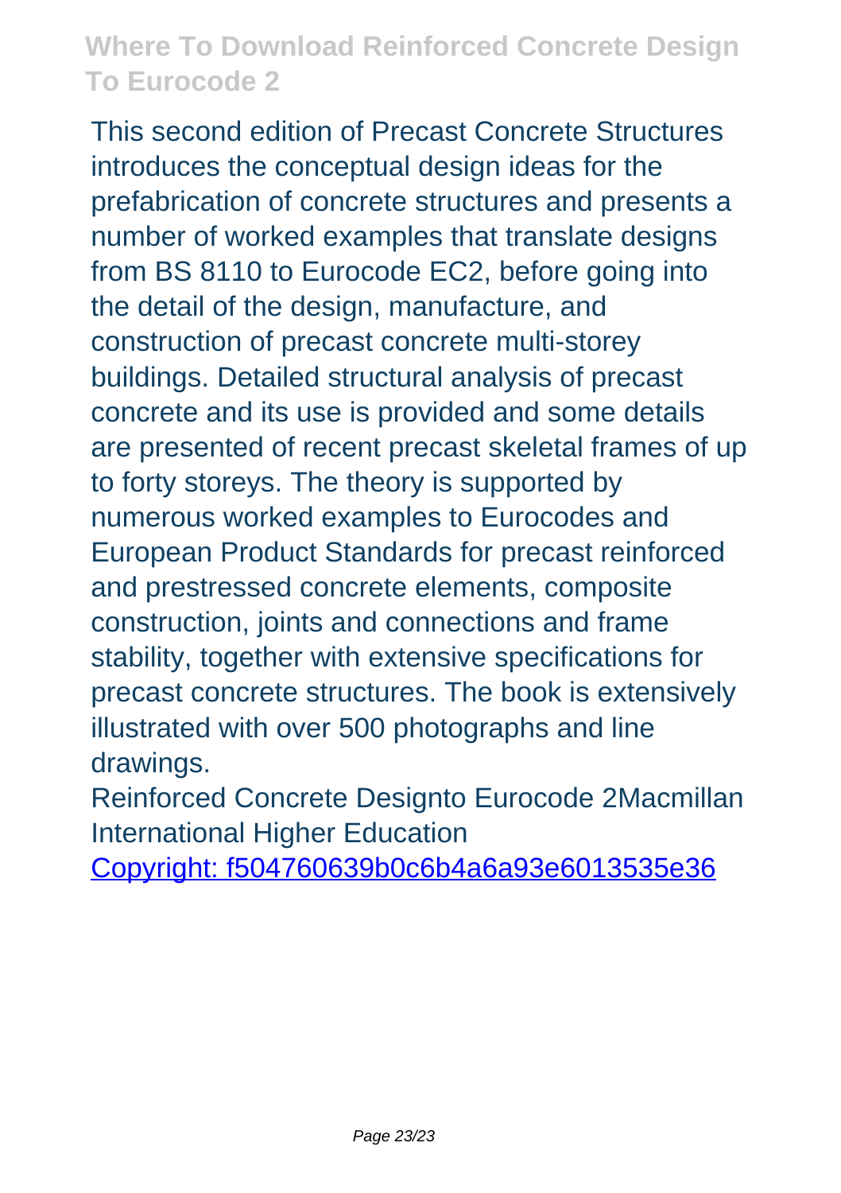This second edition of Precast Concrete Structures introduces the conceptual design ideas for the prefabrication of concrete structures and presents a number of worked examples that translate designs from BS 8110 to Eurocode EC2, before going into the detail of the design, manufacture, and construction of precast concrete multi-storey buildings. Detailed structural analysis of precast concrete and its use is provided and some details are presented of recent precast skeletal frames of up to forty storeys. The theory is supported by numerous worked examples to Eurocodes and European Product Standards for precast reinforced and prestressed concrete elements, composite construction, joints and connections and frame stability, together with extensive specifications for precast concrete structures. The book is extensively illustrated with over 500 photographs and line drawings.

Reinforced Concrete Designto Eurocode 2Macmillan International Higher Education

Copyright: f504760639b0c6b4a6a93e6013535e36